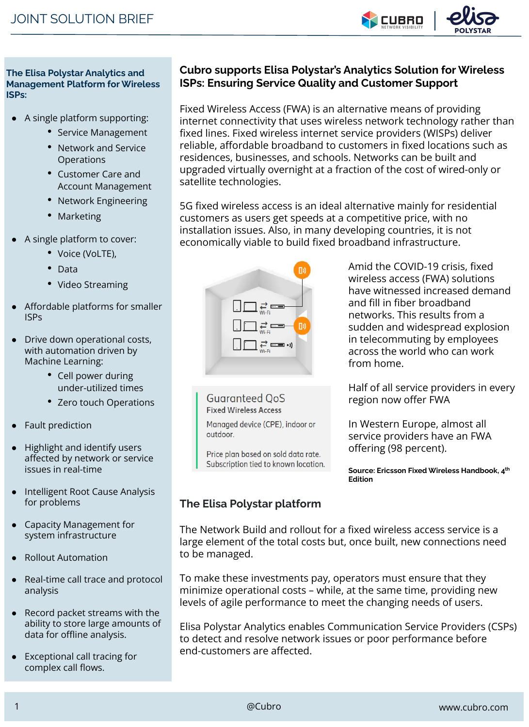JOINT SOLUTION BRIEF

### The Elisa Polystar Analytics and Management Platform for Wireless ISPs:

- A single platform supporting:
  - Service Management
  - Network and Service Operations
  - Customer Care and Account Management
  - Network Engineering
  - Marketing
- A single platform to cover:
  - Voice (VoLTE),
  - Data
  - Video Streaming
- Affordable platforms for smaller ISPs
- Drive down operational costs, with automation driven by Machine Learning:
  - Cell power during under-utilized times
  - Zero touch Operations
- Fault prediction
- Highlight and identify users affected by network or service issues in real-time
- Intelligent Root Cause Analysis for problems
- Capacity Management for system infrastructure
- Rollout Automation
- Real-time call trace and protocol analysis
- Record packet streams with the ability to store large amounts of data for offline analysis.
- Exceptional call tracing for complex call flows.

## Cubro supports Elisa Polystar's Analytics Solution for Wireless ISPs: Ensuring Service Quality and Customer Support

Fixed Wireless Access (FWA) is an alternative means of providing internet connectivity that uses wireless network technology rather than fixed lines. Fixed wireless internet service providers (WISPs) deliver reliable, affordable broadband to customers in fixed locations such as residences, businesses, and schools. Networks can be built and upgraded virtually overnight at a fraction of the cost of wired-only or satellite technologies.

5G fixed wireless access is an ideal alternative mainly for residential customers as users get speeds at a competitive price, with no installation issues. Also, in many developing countries, it is not economically viable to build fixed broadband infrastructure.

Guaranteed QoS

Fixed Wireless Access

Managed device (CPE), indoor or outdoor.

Price plan based on sold data rate. Subscription tied to known location.

Amid the COVID-19 crisis, fixed wireless access (FWA) solutions have witnessed increased demand and fill in fiber broadband networks. This results from a sudden and widespread explosion in telecommuting by employees across the world who can work from home.

Half of all service providers in every region now offer FWA

In Western Europe, almost all service providers have an FWA offering (98 percent).

**Source: Ericsson Fixed Wireless Handbook, 4th Edition**

### The Elisa Polystar platform

The Network Build and rollout for a fixed wireless access service is a large element of the total costs but, once built, new connections need to be managed.

To make these investments pay, operators must ensure that they minimize operational costs – while, at the same time, providing new levels of agile performance to meet the changing needs of users.

Elisa Polystar Analytics enables Communication Service Providers (CSPs) to detect and resolve network issues or poor performance before end-customers are affected.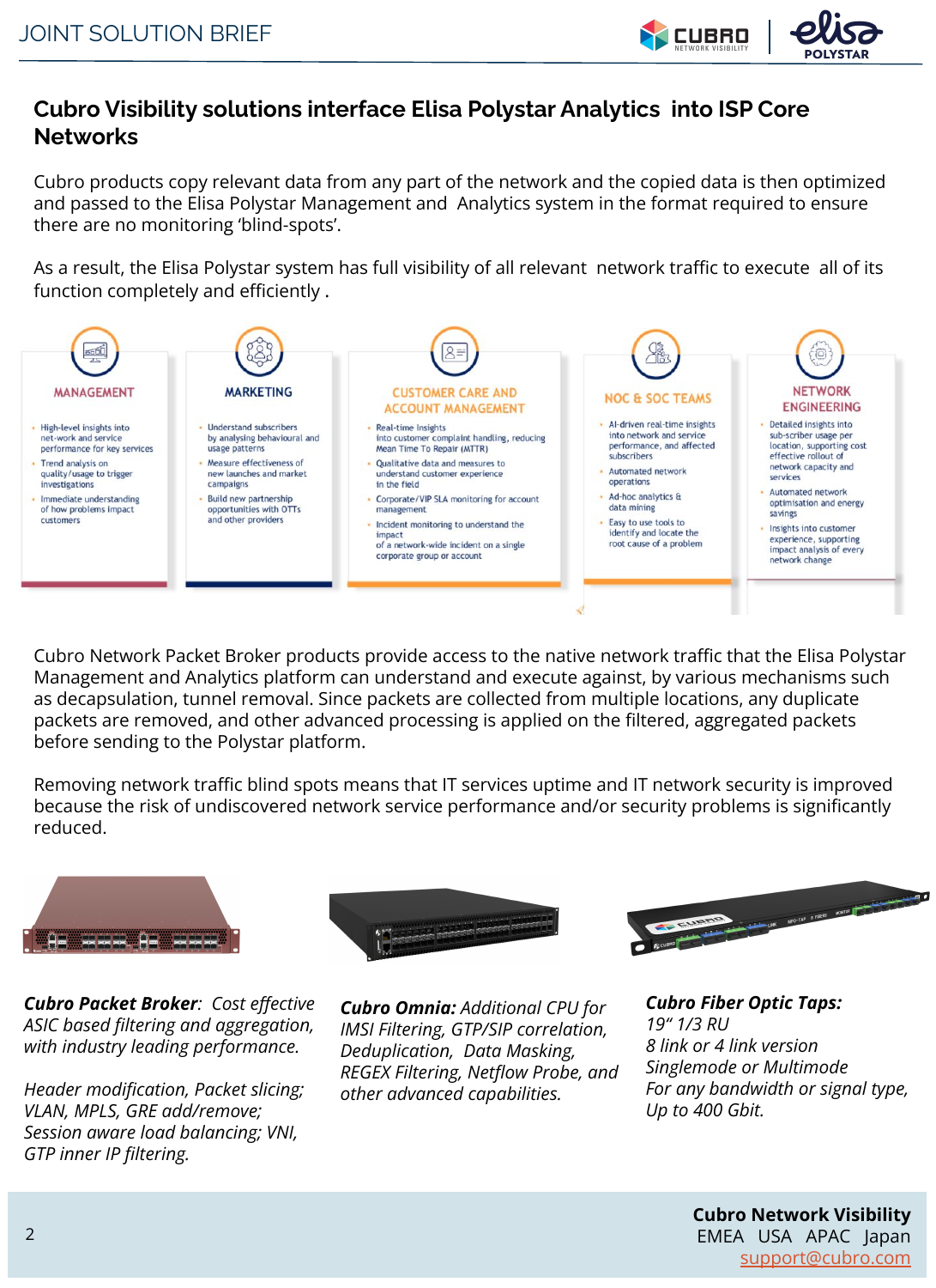## Cubro Visibility solutions interface Elisa Polystar Analytics into ISP Core Networks

Cubro products copy relevant data from any part of the network and the copied data is then optimized and passed to the Elisa Polystar Management and Analytics system in the format required to ensure there are no monitoring 'blind-spots'.

As a result, the Elisa Polystar system has full visibility of all relevant network traffic to execute all of its function completely and efficiently .

**MANAGEMENT**

- High-level insights into net-work and service performance for key services
- Trend analysis on quality/usage to trigger investigations
- Immediate understanding of how problems impact customers

**MARKETING**

- Understand subscribers by analysing behavioural and usage patterns
- Measure effectiveness of new launches and market campaigns
- Build new partnership opportunities with OTTs and other providers

**CUSTOMER CARE AND ACCOUNT MANAGEMENT**

- Real-time Insights into customer complaint handling, reducing Mean Time To Repair (MTTR)
- Qualitative data and measures to understand customer experience in the field
- Corporate/VIP SLA monitoring for account management
- Incident monitoring to understand the impact of a network-wide incident on a single corporate group or account

**NOC & SOC TEAMS**

- AI-driven real-time insights into network and service performance, and affected subscribers
- Automated network operations
- Ad-hoc analytics & data mining
- Easy to use tools to identify and locate the root cause of a problem

**NETWORK ENGINEERING**

- Detailed insights into sub-scriber usage per location, supporting cost effective rollout of network capacity and services
- Automated network optimisation and energy savings
- Insights into customer experience, supporting impact analysis of every network change

Cubro Network Packet Broker products provide access to the native network traffic that the Elisa Polystar Management and Analytics platform can understand and execute against, by various mechanisms such as decapsulation, tunnel removal. Since packets are collected from multiple locations, any duplicate packets are removed, and other advanced processing is applied on the filtered, aggregated packets before sending to the Polystar platform.

Removing network traffic blind spots means that IT services uptime and IT network security is improved because the risk of undiscovered network service performance and/or security problems is significantly reduced.

***Cubro Packet Broker**: Cost effective ASIC based filtering and aggregation, with industry leading performance.*

*Header modification, Packet slicing; VLAN, MPLS, GRE add/remove; Session aware load balancing; VNI, GTP inner IP filtering.*

***Cubro Omnia:** Additional CPU for IMSI Filtering, GTP/SIP correlation, Deduplication, Data Masking, REGEX Filtering, Netflow Probe, and other advanced capabilities.*

***Cubro Fiber Optic Taps:***
*19" 1/3 RU*
*8 link or 4 link version*
*Singlemode or Multimode*
*For any bandwidth or signal type,*
*Up to 400 Gbit.*

**Cubro Network Visibility**
EMEA USA APAC Japan
support@cubro.com